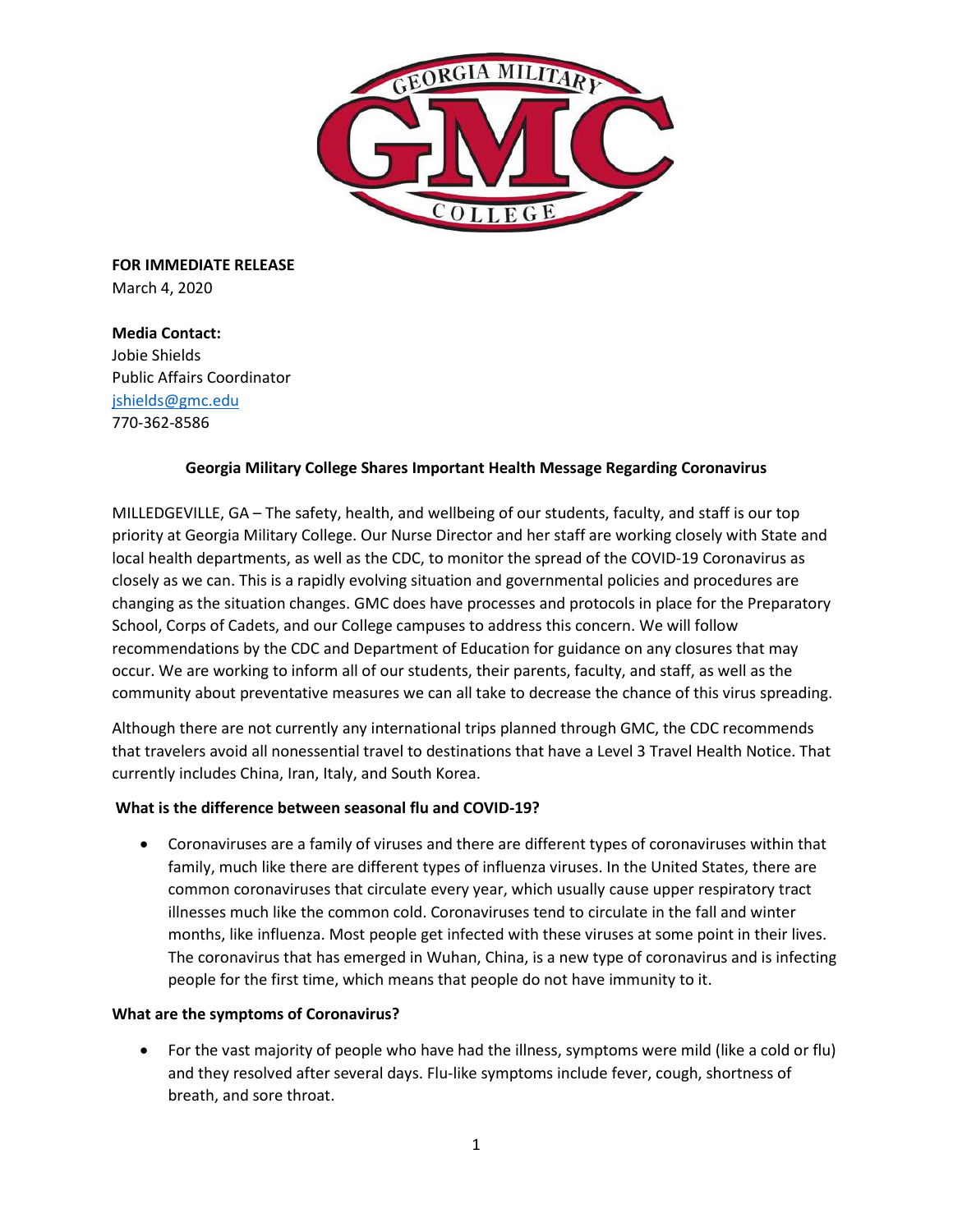**FOR IMMEDIATE RELEASE**
March 4, 2020

**Media Contact:**
Jobie Shields
Public Affairs Coordinator
jshields@gmc.edu
770-362-8586

**Georgia Military College Shares Important Health Message Regarding Coronavirus**

MILLEDGEVILLE, GA – The safety, health, and wellbeing of our students, faculty, and staff is our top priority at Georgia Military College. Our Nurse Director and her staff are working closely with State and local health departments, as well as the CDC, to monitor the spread of the COVID-19 Coronavirus as closely as we can. This is a rapidly evolving situation and governmental policies and procedures are changing as the situation changes. GMC does have processes and protocols in place for the Preparatory School, Corps of Cadets, and our College campuses to address this concern. We will follow recommendations by the CDC and Department of Education for guidance on any closures that may occur. We are working to inform all of our students, their parents, faculty, and staff, as well as the community about preventative measures we can all take to decrease the chance of this virus spreading.

Although there are not currently any international trips planned through GMC, the CDC recommends that travelers avoid all nonessential travel to destinations that have a Level 3 Travel Health Notice. That currently includes China, Iran, Italy, and South Korea.

**What is the difference between seasonal flu and COVID-19?**

- Coronaviruses are a family of viruses and there are different types of coronaviruses within that family, much like there are different types of influenza viruses. In the United States, there are common coronaviruses that circulate every year, which usually cause upper respiratory tract illnesses much like the common cold. Coronaviruses tend to circulate in the fall and winter months, like influenza. Most people get infected with these viruses at some point in their lives. The coronavirus that has emerged in Wuhan, China, is a new type of coronavirus and is infecting people for the first time, which means that people do not have immunity to it.

**What are the symptoms of Coronavirus?**

- For the vast majority of people who have had the illness, symptoms were mild (like a cold or flu) and they resolved after several days. Flu-like symptoms include fever, cough, shortness of breath, and sore throat.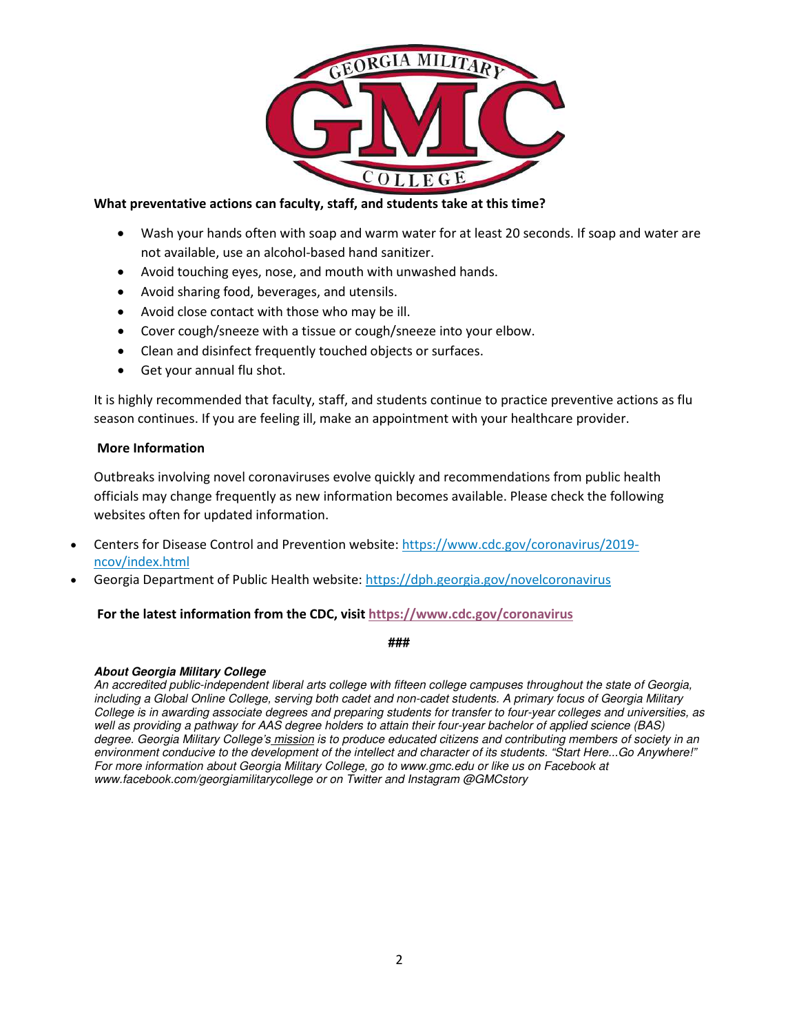**What preventative actions can faculty, staff, and students take at this time?**

- Wash your hands often with soap and warm water for at least 20 seconds. If soap and water are not available, use an alcohol-based hand sanitizer.
- Avoid touching eyes, nose, and mouth with unwashed hands.
- Avoid sharing food, beverages, and utensils.
- Avoid close contact with those who may be ill.
- Cover cough/sneeze with a tissue or cough/sneeze into your elbow.
- Clean and disinfect frequently touched objects or surfaces.
- Get your annual flu shot.

It is highly recommended that faculty, staff, and students continue to practice preventive actions as flu season continues. If you are feeling ill, make an appointment with your healthcare provider.

**More Information**

Outbreaks involving novel coronaviruses evolve quickly and recommendations from public health officials may change frequently as new information becomes available. Please check the following websites often for updated information.

- Centers for Disease Control and Prevention website: https://www.cdc.gov/coronavirus/2019-ncov/index.html
- Georgia Department of Public Health website: https://dph.georgia.gov/novelcoronavirus

**For the latest information from the CDC, visit https://www.cdc.gov/coronavirus**

###

***About Georgia Military College***

*An accredited public-independent liberal arts college with fifteen college campuses throughout the state of Georgia, including a Global Online College, serving both cadet and non-cadet students. A primary focus of Georgia Military College is in awarding associate degrees and preparing students for transfer to four-year colleges and universities, as well as providing a pathway for AAS degree holders to attain their four-year bachelor of applied science (BAS) degree. Georgia Military College's mission is to produce educated citizens and contributing members of society in an environment conducive to the development of the intellect and character of its students. "Start Here...Go Anywhere!" For more information about Georgia Military College, go to www.gmc.edu or like us on Facebook at www.facebook.com/georgiamilitarycollege or on Twitter and Instagram @GMCstory*